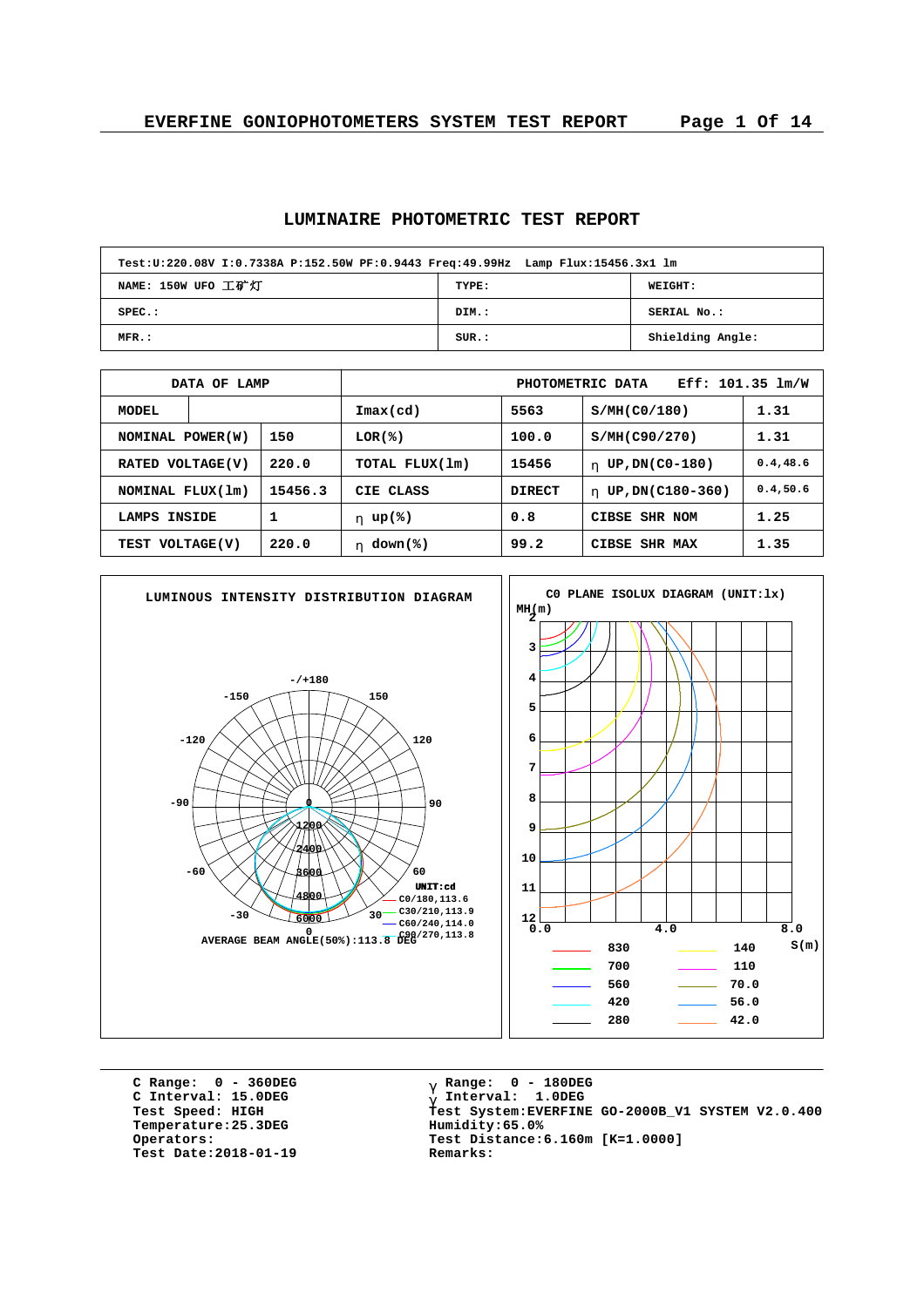# EVERFINE GONIOPHOTOMETERS SYSTEM TEST REPORT

## LUMINAIRE PHOTOMETRIC TEST REPORT

| Test:U:220.08V I:0.7338A P:152.50W PF:0.9443 Freq:49.99Hz Lamp Flux:15456.3x1 lm | | |
|---|---|---|
| NAME: 150W UFO 工矿灯 | TYPE: | WEIGHT: |
| SPEC.: | DIM.: | SERIAL No.: |
| MFR.: | SUR.: | Shielding Angle: |

| DATA OF LAMP | | PHOTOMETRIC DATA | | Eff: 101.35 lm/W | |
|---|---|---|---|---|---|
| MODEL | | Imax(cd) | 5563 | S/MH(C0/180) | 1.31 |
| NOMINAL POWER(W) | 150 | LOR(%) | 100.0 | S/MH(C90/270) | 1.31 |
| RATED VOLTAGE(V) | 220.0 | TOTAL FLUX(lm) | 15456 | η UP,DN(C0-180) | 0.4,48.6 |
| NOMINAL FLUX(lm) | 15456.3 | CIE CLASS | DIRECT | η UP,DN(C180-360) | 0.4,50.6 |
| LAMPS INSIDE | 1 | η up(%) | 0.8 | CIBSE SHR NOM | 1.25 |
| TEST VOLTAGE(V) | 220.0 | η down(%) | 99.2 | CIBSE SHR MAX | 1.35 |

**LUMINOUS INTENSITY DISTRIBUTION DIAGRAM**

UNIT:cd

- C0/180,113.6
- C30/210,113.9
- C60/240,114.0
- C90/270,113.8

AVERAGE BEAM ANGLE(50%):113.8 DEG

**C0 PLANE ISOLUX DIAGRAM (UNIT:lx)**

| Legend | | Legend | |
|---|---|---|---|
| | 830 | | 140 |
| | 700 | | 110 |
| | 560 | | 70.0 |
| | 420 | | 56.0 |
| | 280 | | 42.0 |

C Range: 0 - 360DEG
C Interval: 15.0DEG
Test Speed: HIGH
Temperature:25.3DEG
Operators:
Test Date:2018-01-19

γ Range: 0 - 180DEG
γ Interval: 1.0DEG
Test System:EVERFINE GO-2000B_V1 SYSTEM V2.0.400
Humidity:65.0%
Test Distance:6.160m [K=1.0000]
Remarks: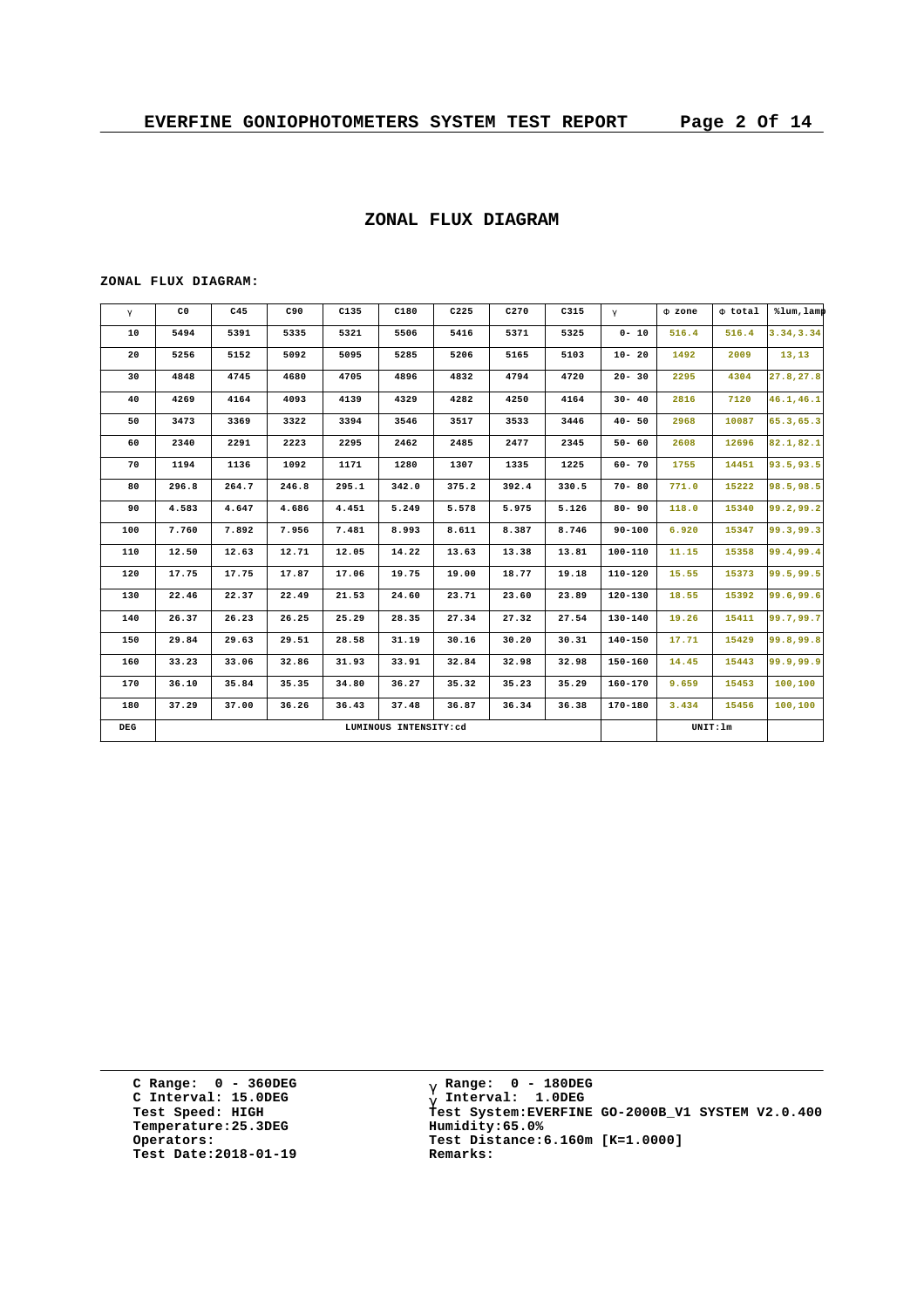## ZONAL FLUX DIAGRAM

**ZONAL FLUX DIAGRAM:**

| γ | C0 | C45 | C90 | C135 | C180 | C225 | C270 | C315 | γ | Φ zone | Φ total | %lum,lamp |
|---|---|---|---|---|---|---|---|---|---|---|---|---|
| 10 | 5494 | 5391 | 5335 | 5321 | 5506 | 5416 | 5371 | 5325 | 0- 10 | 516.4 | 516.4 | 3.34,3.34 |
| 20 | 5256 | 5152 | 5092 | 5095 | 5285 | 5206 | 5165 | 5103 | 10- 20 | 1492 | 2009 | 13,13 |
| 30 | 4848 | 4745 | 4680 | 4705 | 4896 | 4832 | 4794 | 4720 | 20- 30 | 2295 | 4304 | 27.8,27.8 |
| 40 | 4269 | 4164 | 4093 | 4139 | 4329 | 4282 | 4250 | 4164 | 30- 40 | 2816 | 7120 | 46.1,46.1 |
| 50 | 3473 | 3369 | 3322 | 3394 | 3546 | 3517 | 3533 | 3446 | 40- 50 | 2968 | 10087 | 65.3,65.3 |
| 60 | 2340 | 2291 | 2223 | 2295 | 2462 | 2485 | 2477 | 2345 | 50- 60 | 2608 | 12696 | 82.1,82.1 |
| 70 | 1194 | 1136 | 1092 | 1171 | 1280 | 1307 | 1335 | 1225 | 60- 70 | 1755 | 14451 | 93.5,93.5 |
| 80 | 296.8 | 264.7 | 246.8 | 295.1 | 342.0 | 375.2 | 392.4 | 330.5 | 70- 80 | 771.0 | 15222 | 98.5,98.5 |
| 90 | 4.583 | 4.647 | 4.686 | 4.451 | 5.249 | 5.578 | 5.975 | 5.126 | 80- 90 | 118.0 | 15340 | 99.2,99.2 |
| 100 | 7.760 | 7.892 | 7.956 | 7.481 | 8.993 | 8.611 | 8.387 | 8.746 | 90-100 | 6.920 | 15347 | 99.3,99.3 |
| 110 | 12.50 | 12.63 | 12.71 | 12.05 | 14.22 | 13.63 | 13.38 | 13.81 | 100-110 | 11.15 | 15358 | 99.4,99.4 |
| 120 | 17.75 | 17.75 | 17.87 | 17.06 | 19.75 | 19.00 | 18.77 | 19.18 | 110-120 | 15.55 | 15373 | 99.5,99.5 |
| 130 | 22.46 | 22.37 | 22.49 | 21.53 | 24.60 | 23.71 | 23.60 | 23.89 | 120-130 | 18.55 | 15392 | 99.6,99.6 |
| 140 | 26.37 | 26.23 | 26.25 | 25.29 | 28.35 | 27.34 | 27.32 | 27.54 | 130-140 | 19.26 | 15411 | 99.7,99.7 |
| 150 | 29.84 | 29.63 | 29.51 | 28.58 | 31.19 | 30.16 | 30.20 | 30.31 | 140-150 | 17.71 | 15429 | 99.8,99.8 |
| 160 | 33.23 | 33.06 | 32.86 | 31.93 | 33.91 | 32.84 | 32.98 | 32.98 | 150-160 | 14.45 | 15443 | 99.9,99.9 |
| 170 | 36.10 | 35.84 | 35.35 | 34.80 | 36.27 | 35.32 | 35.23 | 35.29 | 160-170 | 9.659 | 15453 | 100,100 |
| 180 | 37.29 | 37.00 | 36.26 | 36.43 | 37.48 | 36.87 | 36.34 | 36.38 | 170-180 | 3.434 | 15456 | 100,100 |
| DEG | LUMINOUS INTENSITY:cd | | | | | | | | | UNIT:lm | | |

C Range: 0 - 360DEG
C Interval: 15.0DEG
Test Speed: HIGH
Temperature:25.3DEG
Operators:
Test Date:2018-01-19

γ Range: 0 - 180DEG
γ Interval: 1.0DEG
Test System:EVERFINE GO-2000B_V1 SYSTEM V2.0.400
Humidity:65.0%
Test Distance:6.160m [K=1.0000]
Remarks: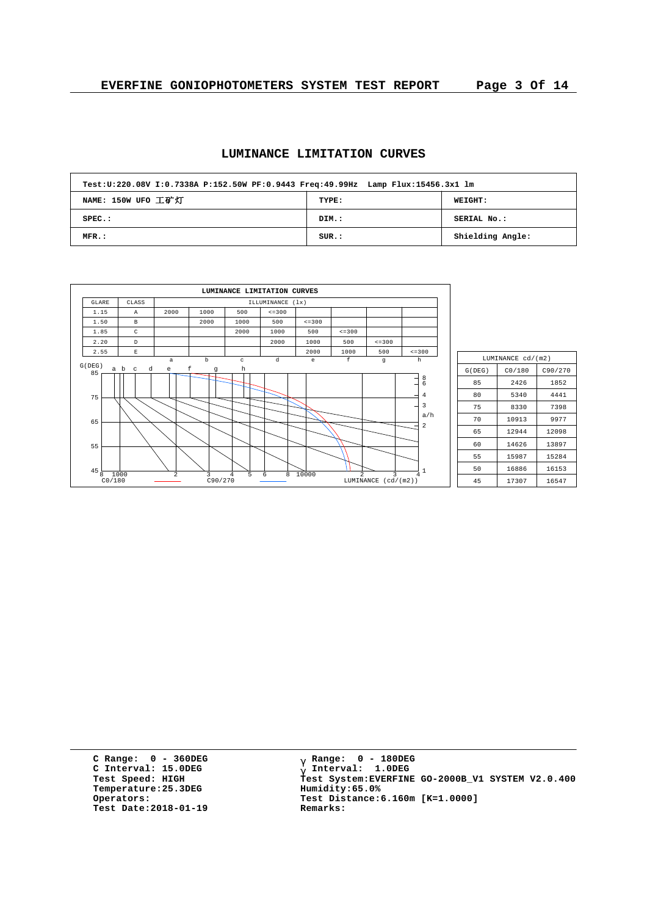## LUMINANCE LIMITATION CURVES

| Test:U:220.08V I:0.7338A P:152.50W PF:0.9443 Freq:49.99Hz Lamp Flux:15456.3x1 lm | | |
|---|---|---|
| NAME: 150W UFO 工矿灯 | TYPE: | WEIGHT: |
| SPEC.: | DIM.: | SERIAL No.: |
| MFR.: | SUR.: | Shielding Angle: |

LUMINANCE LIMITATION CURVES

| GLARE | CLASS | ILLUMINANCE (lx) | | | | | | | |
|---|---|---|---|---|---|---|---|---|---|
| 1.15 | A | 2000 | 1000 | 500 | <=300 | | | | |
| 1.50 | B | | 2000 | 1000 | 500 | <=300 | | | |
| 1.85 | C | | | 2000 | 1000 | 500 | <=300 | | |
| 2.20 | D | | | | 2000 | 1000 | 500 | <=300 | |
| 2.55 | E | | | | | 2000 | 1000 | 500 | <=300 |
| | | a | b | c | d | e | f | g | h |

| LUMINANCE cd/(m2) | | |
|---|---|---|
| G(DEG) | C0/180 | C90/270 |
| 85 | 2426 | 1852 |
| 80 | 5340 | 4441 |
| 75 | 8330 | 7398 |
| 70 | 10913 | 9977 |
| 65 | 12944 | 12098 |
| 60 | 14626 | 13897 |
| 55 | 15987 | 15284 |
| 50 | 16886 | 16153 |
| 45 | 17307 | 16547 |

C Range: 0 - 360DEG
C Interval: 15.0DEG
Test Speed: HIGH
Temperature:25.3DEG
Operators:
Test Date:2018-01-19

γ Range: 0 - 180DEG
γ Interval: 1.0DEG
Test System:EVERFINE GO-2000B_V1 SYSTEM V2.0.400
Humidity:65.0%
Test Distance:6.160m [K=1.0000]
Remarks: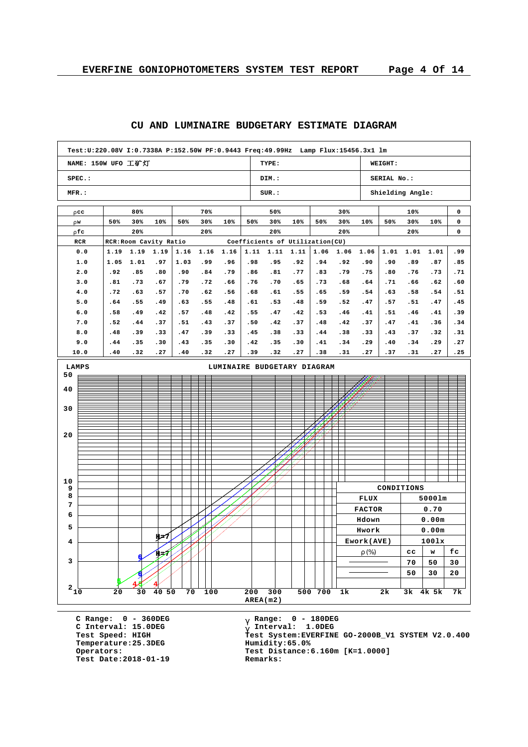## CU AND LUMINAIRE BUDGETARY ESTIMATE DIAGRAM

| Test:U:220.08V I:0.7338A P:152.50W PF:0.9443 Freq:49.99Hz Lamp Flux:15456.3x1 lm | | |
|---|---|---|
| NAME: 150W UFO 工矿灯 | TYPE: | WEIGHT: |
| SPEC.: | DIM.: | SERIAL No.: |
| MFR.: | SUR.: | Shielding Angle: |

| ρcc | 80% | | | 70% | | | 50% | | | 30% | | | 10% | | | 0 |
|---|---|---|---|---|---|---|---|---|---|---|---|---|---|---|---|---|
| ρw | 50% | 30% | 10% | 50% | 30% | 10% | 50% | 30% | 10% | 50% | 30% | 10% | 50% | 30% | 10% | 0 |
| ρfc | 20% | | | 20% | | | 20% | | | 20% | | | 20% | | | 0 |
| RCR | RCR:Room Cavity Ratio | | | | | Coefficients of Utilization(CU) | | | | | | | | | | |
| 0.0 | 1.19 | 1.19 | 1.19 | 1.16 | 1.16 | 1.16 | 1.11 | 1.11 | 1.11 | 1.06 | 1.06 | 1.06 | 1.01 | 1.01 | 1.01 | .99 |
| 1.0 | 1.05 | 1.01 | .97 | 1.03 | .99 | .96 | .98 | .95 | .92 | .94 | .92 | .90 | .90 | .89 | .87 | .85 |
| 2.0 | .92 | .85 | .80 | .90 | .84 | .79 | .86 | .81 | .77 | .83 | .79 | .75 | .80 | .76 | .73 | .71 |
| 3.0 | .81 | .73 | .67 | .79 | .72 | .66 | .76 | .70 | .65 | .73 | .68 | .64 | .71 | .66 | .62 | .60 |
| 4.0 | .72 | .63 | .57 | .70 | .62 | .56 | .68 | .61 | .55 | .65 | .59 | .54 | .63 | .58 | .54 | .51 |
| 5.0 | .64 | .55 | .49 | .63 | .55 | .48 | .61 | .53 | .48 | .59 | .52 | .47 | .57 | .51 | .47 | .45 |
| 6.0 | .58 | .49 | .42 | .57 | .48 | .42 | .55 | .47 | .42 | .53 | .46 | .41 | .51 | .46 | .41 | .39 |
| 7.0 | .52 | .44 | .37 | .51 | .43 | .37 | .50 | .42 | .37 | .48 | .42 | .37 | .47 | .41 | .36 | .34 |
| 8.0 | .48 | .39 | .33 | .47 | .39 | .33 | .45 | .38 | .33 | .44 | .38 | .33 | .43 | .37 | .32 | .31 |
| 9.0 | .44 | .35 | .30 | .43 | .35 | .30 | .42 | .35 | .30 | .41 | .34 | .29 | .40 | .34 | .29 | .27 |
| 10.0 | .40 | .32 | .27 | .40 | .32 | .27 | .39 | .32 | .27 | .38 | .31 | .27 | .37 | .31 | .27 | .25 |

**LUMINAIRE BUDGETARY DIAGRAM**

LAMPS (y-axis: 2 – 50); AREA(m2) (x-axis: 10 – 7k)

Curve labels: H=7, H=7, 6, 6, 5, 4, 4, 4

| CONDITIONS | | | |
|---|---|---|---|
| FLUX | 5000lm | | |
| FACTOR | 0.70 | | |
| Hdown | 0.00m | | |
| Hwork | 0.00m | | |
| Ework(AVE) | 100lx | | |
| ρ(%) | cc | w | fc |
| ———— | 70 | 50 | 30 |
| ———— | 50 | 30 | 20 |

C Range: 0 - 360DEG
C Interval: 15.0DEG
Test Speed: HIGH
Temperature:25.3DEG
Operators:
Test Date:2018-01-19

γ Range: 0 - 180DEG
γ Interval: 1.0DEG
Test System:EVERFINE GO-2000B_V1 SYSTEM V2.0.400
Humidity:65.0%
Test Distance:6.160m [K=1.0000]
Remarks: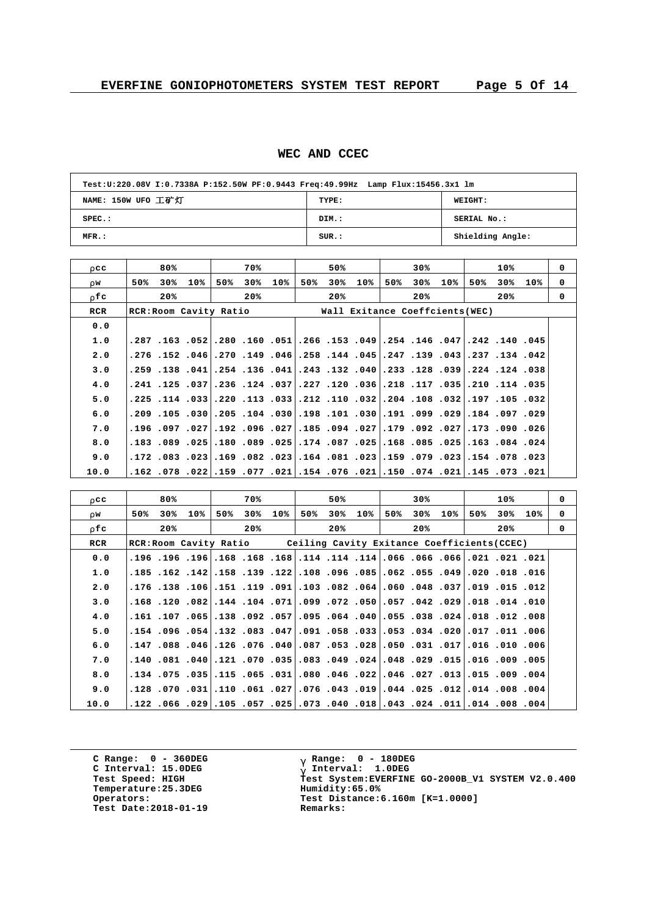## WEC AND CCEC

| Test:U:220.08V I:0.7338A P:152.50W PF:0.9443 Freq:49.99Hz Lamp Flux:15456.3x1 lm | | |
|---|---|---|
| NAME: 150W UFO 工矿灯 | TYPE: | WEIGHT: |
| SPEC.: | DIM.: | SERIAL No.: |
| MFR.: | SUR.: | Shielding Angle: |

| ρcc | 80% | | | 70% | | | 50% | | | 30% | | | 10% | | | 0 |
|---|---|---|---|---|---|---|---|---|---|---|---|---|---|---|---|---|
| ρw | 50% | 30% | 10% | 50% | 30% | 10% | 50% | 30% | 10% | 50% | 30% | 10% | 50% | 30% | 10% | 0 |
| ρfc | 20% | | | 20% | | | 20% | | | 20% | | | 20% | | | 0 |
| RCR | RCR:Room Cavity Ratio | | | | | | Wall Exitance Coeffcients(WEC) | | | | | | | | | |
| 0.0 | | | | | | | | | | | | | | | | |
| 1.0 | .287 | .163 | .052 | .280 | .160 | .051 | .266 | .153 | .049 | .254 | .146 | .047 | .242 | .140 | .045 | |
| 2.0 | .276 | .152 | .046 | .270 | .149 | .046 | .258 | .144 | .045 | .247 | .139 | .043 | .237 | .134 | .042 | |
| 3.0 | .259 | .138 | .041 | .254 | .136 | .041 | .243 | .132 | .040 | .233 | .128 | .039 | .224 | .124 | .038 | |
| 4.0 | .241 | .125 | .037 | .236 | .124 | .037 | .227 | .120 | .036 | .218 | .117 | .035 | .210 | .114 | .035 | |
| 5.0 | .225 | .114 | .033 | .220 | .113 | .033 | .212 | .110 | .032 | .204 | .108 | .032 | .197 | .105 | .032 | |
| 6.0 | .209 | .105 | .030 | .205 | .104 | .030 | .198 | .101 | .030 | .191 | .099 | .029 | .184 | .097 | .029 | |
| 7.0 | .196 | .097 | .027 | .192 | .096 | .027 | .185 | .094 | .027 | .179 | .092 | .027 | .173 | .090 | .026 | |
| 8.0 | .183 | .089 | .025 | .180 | .089 | .025 | .174 | .087 | .025 | .168 | .085 | .025 | .163 | .084 | .024 | |
| 9.0 | .172 | .083 | .023 | .169 | .082 | .023 | .164 | .081 | .023 | .159 | .079 | .023 | .154 | .078 | .023 | |
| 10.0 | .162 | .078 | .022 | .159 | .077 | .021 | .154 | .076 | .021 | .150 | .074 | .021 | .145 | .073 | .021 | |

| ρcc | 80% | | | 70% | | | 50% | | | 30% | | | 10% | | | 0 |
|---|---|---|---|---|---|---|---|---|---|---|---|---|---|---|---|---|
| ρw | 50% | 30% | 10% | 50% | 30% | 10% | 50% | 30% | 10% | 50% | 30% | 10% | 50% | 30% | 10% | 0 |
| ρfc | 20% | | | 20% | | | 20% | | | 20% | | | 20% | | | 0 |
| RCR | RCR:Room Cavity Ratio | | | | | | Ceiling Cavity Exitance Coefficients(CCEC) | | | | | | | | | |
| 0.0 | .196 | .196 | .196 | .168 | .168 | .168 | .114 | .114 | .114 | .066 | .066 | .066 | .021 | .021 | .021 | |
| 1.0 | .185 | .162 | .142 | .158 | .139 | .122 | .108 | .096 | .085 | .062 | .055 | .049 | .020 | .018 | .016 | |
| 2.0 | .176 | .138 | .106 | .151 | .119 | .091 | .103 | .082 | .064 | .060 | .048 | .037 | .019 | .015 | .012 | |
| 3.0 | .168 | .120 | .082 | .144 | .104 | .071 | .099 | .072 | .050 | .057 | .042 | .029 | .018 | .014 | .010 | |
| 4.0 | .161 | .107 | .065 | .138 | .092 | .057 | .095 | .064 | .040 | .055 | .038 | .024 | .018 | .012 | .008 | |
| 5.0 | .154 | .096 | .054 | .132 | .083 | .047 | .091 | .058 | .033 | .053 | .034 | .020 | .017 | .011 | .006 | |
| 6.0 | .147 | .088 | .046 | .126 | .076 | .040 | .087 | .053 | .028 | .050 | .031 | .017 | .016 | .010 | .006 | |
| 7.0 | .140 | .081 | .040 | .121 | .070 | .035 | .083 | .049 | .024 | .048 | .029 | .015 | .016 | .009 | .005 | |
| 8.0 | .134 | .075 | .035 | .115 | .065 | .031 | .080 | .046 | .022 | .046 | .027 | .013 | .015 | .009 | .004 | |
| 9.0 | .128 | .070 | .031 | .110 | .061 | .027 | .076 | .043 | .019 | .044 | .025 | .012 | .014 | .008 | .004 | |
| 10.0 | .122 | .066 | .029 | .105 | .057 | .025 | .073 | .040 | .018 | .043 | .024 | .011 | .014 | .008 | .004 | |

C Range: 0 - 360DEG
C Interval: 15.0DEG
Test Speed: HIGH
Temperature:25.3DEG
Operators:
Test Date:2018-01-19

γ Range: 0 - 180DEG
γ Interval: 1.0DEG
Test System:EVERFINE GO-2000B_V1 SYSTEM V2.0.400
Humidity:65.0%
Test Distance:6.160m [K=1.0000]
Remarks: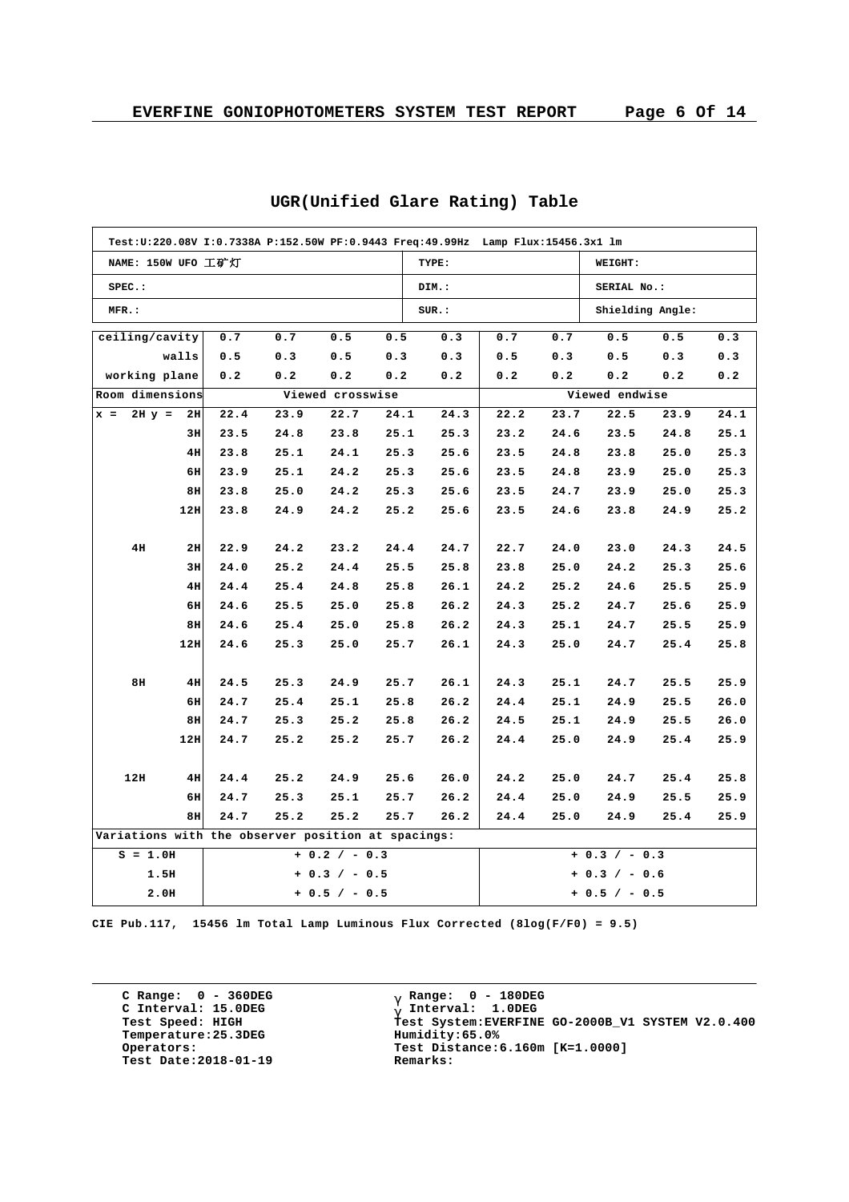## UGR(Unified Glare Rating) Table

| Test:U:220.08V I:0.7338A P:152.50W PF:0.9443 Freq:49.99Hz Lamp Flux:15456.3x1 lm | | |
|---|---|---|
| NAME: 150W UFO 工矿灯 | TYPE: | WEIGHT: |
| SPEC.: | DIM.: | SERIAL No.: |
| MFR.: | SUR.: | Shielding Angle: |

| ceiling/cavity | 0.7 | 0.7 | 0.5 | 0.5 | 0.3 | 0.7 | 0.7 | 0.5 | 0.5 | 0.3 |
|---|---|---|---|---|---|---|---|---|---|---|
| walls | 0.5 | 0.3 | 0.5 | 0.3 | 0.3 | 0.5 | 0.3 | 0.5 | 0.3 | 0.3 |
| working plane | 0.2 | 0.2 | 0.2 | 0.2 | 0.2 | 0.2 | 0.2 | 0.2 | 0.2 | 0.2 |
| Room dimensions | Viewed crosswise | | | | | Viewed endwise | | | | |
| x = 2H y = 2H | 22.4 | 23.9 | 22.7 | 24.1 | 24.3 | 22.2 | 23.7 | 22.5 | 23.9 | 24.1 |
| 3H | 23.5 | 24.8 | 23.8 | 25.1 | 25.3 | 23.2 | 24.6 | 23.5 | 24.8 | 25.1 |
| 4H | 23.8 | 25.1 | 24.1 | 25.3 | 25.6 | 23.5 | 24.8 | 23.8 | 25.0 | 25.3 |
| 6H | 23.9 | 25.1 | 24.2 | 25.3 | 25.6 | 23.5 | 24.8 | 23.9 | 25.0 | 25.3 |
| 8H | 23.8 | 25.0 | 24.2 | 25.3 | 25.6 | 23.5 | 24.7 | 23.9 | 25.0 | 25.3 |
| 12H | 23.8 | 24.9 | 24.2 | 25.2 | 25.6 | 23.5 | 24.6 | 23.8 | 24.9 | 25.2 |
| 4H 2H | 22.9 | 24.2 | 23.2 | 24.4 | 24.7 | 22.7 | 24.0 | 23.0 | 24.3 | 24.5 |
| 3H | 24.0 | 25.2 | 24.4 | 25.5 | 25.8 | 23.8 | 25.0 | 24.2 | 25.3 | 25.6 |
| 4H | 24.4 | 25.4 | 24.8 | 25.8 | 26.1 | 24.2 | 25.2 | 24.6 | 25.5 | 25.9 |
| 6H | 24.6 | 25.5 | 25.0 | 25.8 | 26.2 | 24.3 | 25.2 | 24.7 | 25.6 | 25.9 |
| 8H | 24.6 | 25.4 | 25.0 | 25.8 | 26.2 | 24.3 | 25.1 | 24.7 | 25.5 | 25.9 |
| 12H | 24.6 | 25.3 | 25.0 | 25.7 | 26.1 | 24.3 | 25.0 | 24.7 | 25.4 | 25.8 |
| 8H 4H | 24.5 | 25.3 | 24.9 | 25.7 | 26.1 | 24.3 | 25.1 | 24.7 | 25.5 | 25.9 |
| 6H | 24.7 | 25.4 | 25.1 | 25.8 | 26.2 | 24.4 | 25.1 | 24.9 | 25.5 | 26.0 |
| 8H | 24.7 | 25.3 | 25.2 | 25.8 | 26.2 | 24.5 | 25.1 | 24.9 | 25.5 | 26.0 |
| 12H | 24.7 | 25.2 | 25.2 | 25.7 | 26.2 | 24.4 | 25.0 | 24.9 | 25.4 | 25.9 |
| 12H 4H | 24.4 | 25.2 | 24.9 | 25.6 | 26.0 | 24.2 | 25.0 | 24.7 | 25.4 | 25.8 |
| 6H | 24.7 | 25.3 | 25.1 | 25.7 | 26.2 | 24.4 | 25.0 | 24.9 | 25.5 | 25.9 |
| 8H | 24.7 | 25.2 | 25.2 | 25.7 | 26.2 | 24.4 | 25.0 | 24.9 | 25.4 | 25.9 |
| Variations with the observer position at spacings: | | | | | | | | | | |
| S = 1.0H | + 0.2 / - 0.3 | | | | | + 0.3 / - 0.3 | | | | |
| 1.5H | + 0.3 / - 0.5 | | | | | + 0.3 / - 0.6 | | | | |
| 2.0H | + 0.5 / - 0.5 | | | | | + 0.5 / - 0.5 | | | | |

CIE Pub.117, 15456 lm Total Lamp Luminous Flux Corrected (8log(F/F0) = 9.5)

C Range: 0 - 360DEG
C Interval: 15.0DEG
Test Speed: HIGH
Temperature:25.3DEG
Operators:
Test Date:2018-01-19

γ Range: 0 - 180DEG
γ Interval: 1.0DEG
Test System:EVERFINE GO-2000B_V1 SYSTEM V2.0.400
Humidity:65.0%
Test Distance:6.160m [K=1.0000]
Remarks: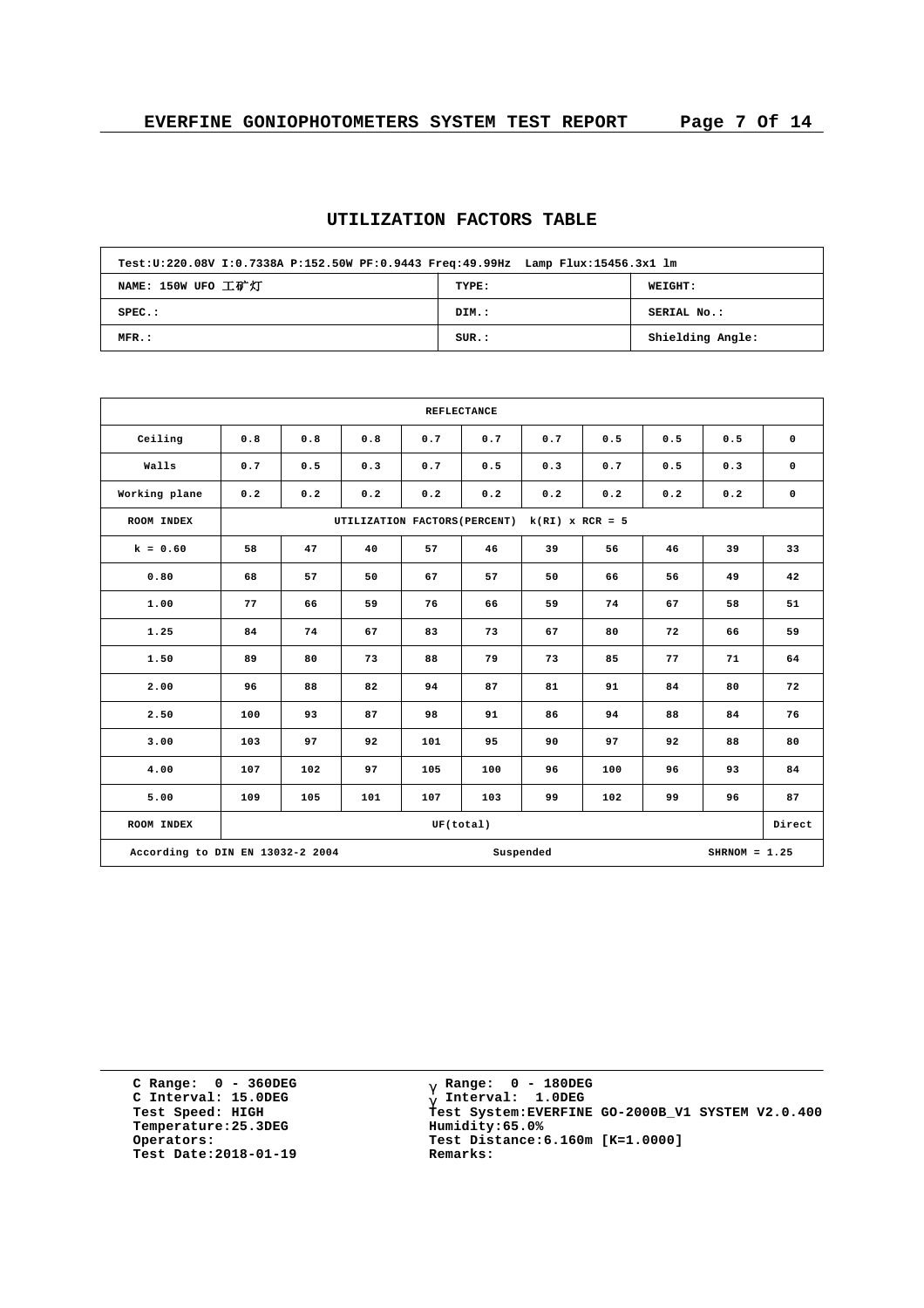## UTILIZATION FACTORS TABLE

| Test:U:220.08V I:0.7338A P:152.50W PF:0.9443 Freq:49.99Hz Lamp Flux:15456.3x1 lm | | |
|---|---|---|
| NAME: 150W UFO 工矿灯 | TYPE: | WEIGHT: |
| SPEC.: | DIM.: | SERIAL No.: |
| MFR.: | SUR.: | Shielding Angle: |

| REFLECTANCE | | | | | | | | | | |
|---|---|---|---|---|---|---|---|---|---|---|
| Ceiling | 0.8 | 0.8 | 0.8 | 0.7 | 0.7 | 0.7 | 0.5 | 0.5 | 0.5 | 0 |
| Walls | 0.7 | 0.5 | 0.3 | 0.7 | 0.5 | 0.3 | 0.7 | 0.5 | 0.3 | 0 |
| Working plane | 0.2 | 0.2 | 0.2 | 0.2 | 0.2 | 0.2 | 0.2 | 0.2 | 0.2 | 0 |
| ROOM INDEX | UTILIZATION FACTORS(PERCENT) k(RI) x RCR = 5 | | | | | | | | | |
| k = 0.60 | 58 | 47 | 40 | 57 | 46 | 39 | 56 | 46 | 39 | 33 |
| 0.80 | 68 | 57 | 50 | 67 | 57 | 50 | 66 | 56 | 49 | 42 |
| 1.00 | 77 | 66 | 59 | 76 | 66 | 59 | 74 | 67 | 58 | 51 |
| 1.25 | 84 | 74 | 67 | 83 | 73 | 67 | 80 | 72 | 66 | 59 |
| 1.50 | 89 | 80 | 73 | 88 | 79 | 73 | 85 | 77 | 71 | 64 |
| 2.00 | 96 | 88 | 82 | 94 | 87 | 81 | 91 | 84 | 80 | 72 |
| 2.50 | 100 | 93 | 87 | 98 | 91 | 86 | 94 | 88 | 84 | 76 |
| 3.00 | 103 | 97 | 92 | 101 | 95 | 90 | 97 | 92 | 88 | 80 |
| 4.00 | 107 | 102 | 97 | 105 | 100 | 96 | 100 | 96 | 93 | 84 |
| 5.00 | 109 | 105 | 101 | 107 | 103 | 99 | 102 | 99 | 96 | 87 |
| ROOM INDEX | UF(total) | | | | | | | | | Direct |
| According to DIN EN 13032-2 2004 | | | | Suspended | | | | SHRNOM = 1.25 | | |

C Range: 0 - 360DEG
C Interval: 15.0DEG
Test Speed: HIGH
Temperature:25.3DEG
Operators:
Test Date:2018-01-19

γ Range: 0 - 180DEG
γ Interval: 1.0DEG
Test System:EVERFINE GO-2000B_V1 SYSTEM V2.0.400
Humidity:65.0%
Test Distance:6.160m [K=1.0000]
Remarks: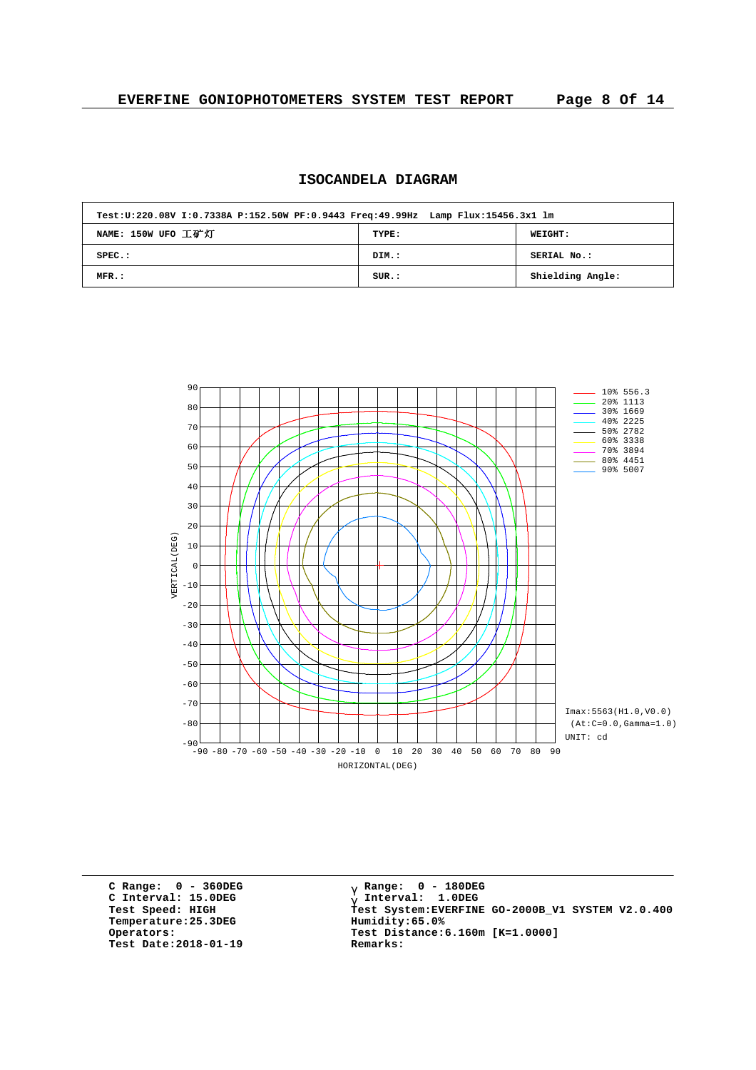# EVERFINE GONIOPHOTOMETERS SYSTEM TEST REPORT

## ISOCANDELA DIAGRAM

| Test:U:220.08V I:0.7338A P:152.50W PF:0.9443 Freq:49.99Hz Lamp Flux:15456.3x1 lm | | |
|---|---|---|
| NAME: 150W UFO 工矿灯 | TYPE: | WEIGHT: |
| SPEC.: | DIM.: | SERIAL No.: |
| MFR.: | SUR.: | Shielding Angle: |

| Level | cd |
|---|---|
| 10% | 556.3 |
| 20% | 1113 |
| 30% | 1669 |
| 40% | 2225 |
| 50% | 2782 |
| 60% | 3338 |
| 70% | 3894 |
| 80% | 4451 |
| 90% | 5007 |

VERTICAL(DEG)

HORIZONTAL(DEG)

Imax:5563(H1.0,V0.0)
(At:C=0.0,Gamma=1.0)
UNIT: cd

C Range: 0 - 360DEG
C Interval: 15.0DEG
Test Speed: HIGH
Temperature:25.3DEG
Operators:
Test Date:2018-01-19

γ Range: 0 - 180DEG
γ Interval: 1.0DEG
Test System:EVERFINE GO-2000B_V1 SYSTEM V2.0.400
Humidity:65.0%
Test Distance:6.160m [K=1.0000]
Remarks: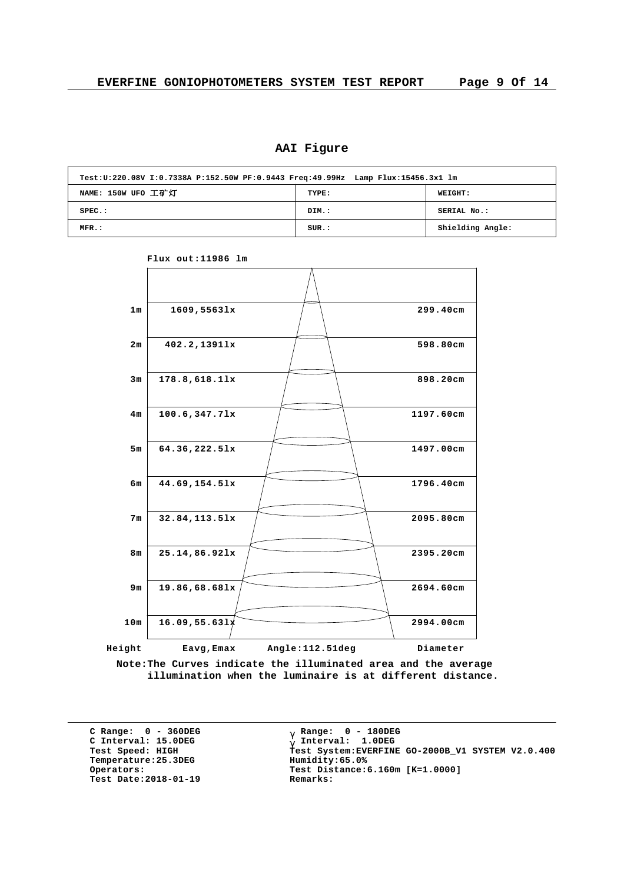## AAI Figure

| Test:U:220.08V I:0.7338A P:152.50W PF:0.9443 Freq:49.99Hz Lamp Flux:15456.3x1 lm | | |
|---|---|---|
| NAME: 150W UFO 工矿灯 | TYPE: | WEIGHT: |
| SPEC.: | DIM.: | SERIAL No.: |
| MFR.: | SUR.: | Shielding Angle: |

Flux out:11986 lm

| Height | Eavg,Emax | Diameter |
|---|---|---|
| 1m | 1609,5563lx | 299.40cm |
| 2m | 402.2,1391lx | 598.80cm |
| 3m | 178.8,618.1lx | 898.20cm |
| 4m | 100.6,347.7lx | 1197.60cm |
| 5m | 64.36,222.5lx | 1497.00cm |
| 6m | 44.69,154.5lx | 1796.40cm |
| 7m | 32.84,113.5lx | 2095.80cm |
| 8m | 25.14,86.92lx | 2395.20cm |
| 9m | 19.86,68.68lx | 2694.60cm |
| 10m | 16.09,55.63lx | 2994.00cm |

Angle:112.51deg

Note:The Curves indicate the illuminated area and the average illumination when the luminaire is at different distance.

C Range: 0 - 360DEG
C Interval: 15.0DEG
Test Speed: HIGH
Temperature:25.3DEG
Operators:
Test Date:2018-01-19

γ Range: 0 - 180DEG
γ Interval: 1.0DEG
Test System:EVERFINE GO-2000B_V1 SYSTEM V2.0.400
Humidity:65.0%
Test Distance:6.160m [K=1.0000]
Remarks: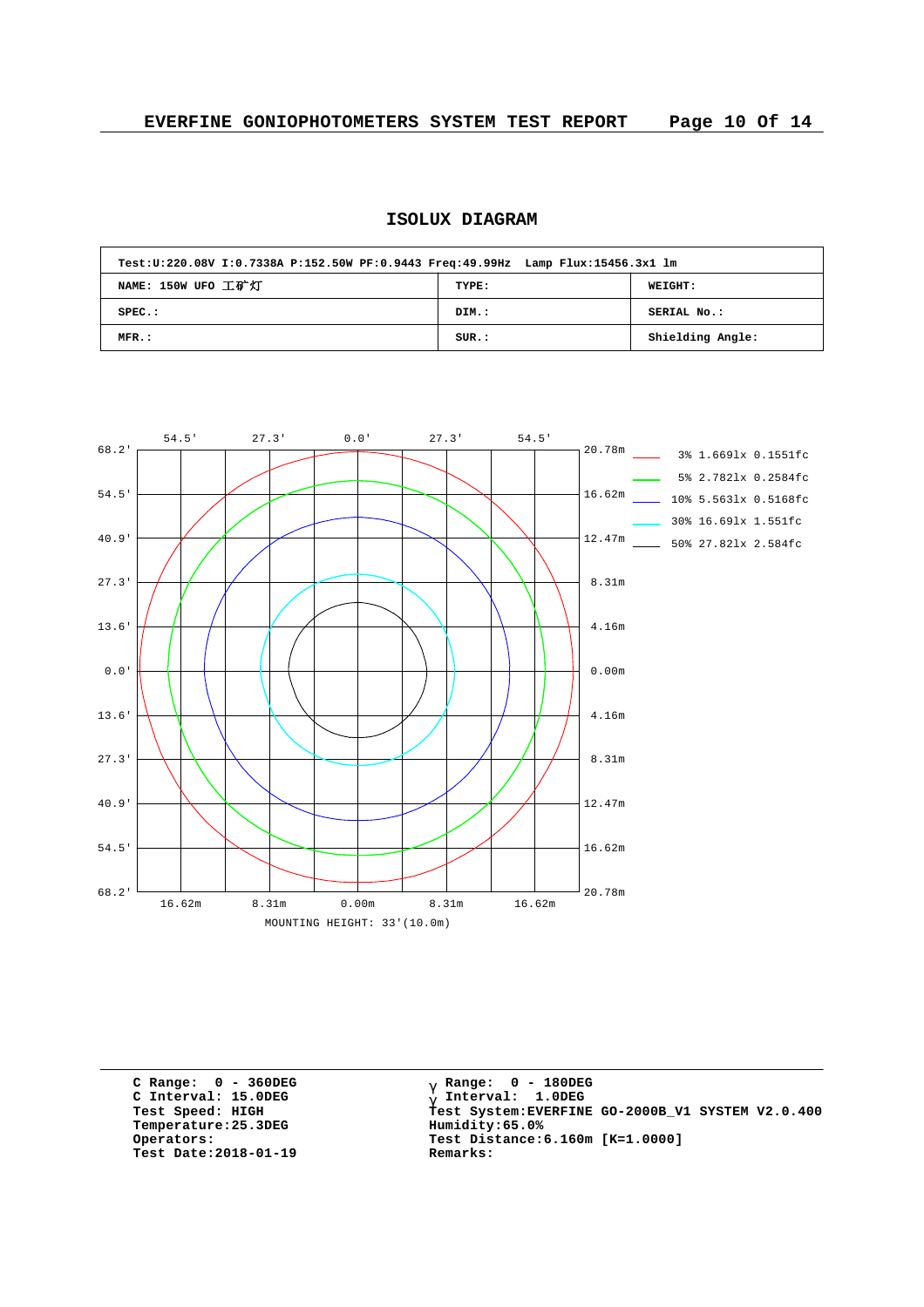## ISOLUX DIAGRAM

| Test:U:220.08V I:0.7338A P:152.50W PF:0.9443 Freq:49.99Hz Lamp Flux:15456.3x1 lm | | |
|---|---|---|
| NAME: 150W UFO 工矿灯 | TYPE: | WEIGHT: |
| SPEC.: | DIM.: | SERIAL No.: |
| MFR.: | SUR.: | Shielding Angle: |

Legend:
- 3% 1.669lx 0.1551fc
- 5% 2.782lx 0.2584fc
- 10% 5.563lx 0.5168fc
- 30% 16.69lx 1.551fc
- 50% 27.82lx 2.584fc

Top axis: 54.5' 27.3' 0.0' 27.3' 54.5'

Left axis: 68.2' 54.5' 40.9' 27.3' 13.6' 0.0' 13.6' 27.3' 40.9' 54.5' 68.2'

Right axis: 20.78m 16.62m 12.47m 8.31m 4.16m 0.00m 4.16m 8.31m 12.47m 16.62m 20.78m

Bottom axis: 16.62m 8.31m 0.00m 8.31m 16.62m

MOUNTING HEIGHT: 33'(10.0m)

C Range: 0 - 360DEG
C Interval: 15.0DEG
Test Speed: HIGH
Temperature:25.3DEG
Operators:
Test Date:2018-01-19

γ Range: 0 - 180DEG
γ Interval: 1.0DEG
Test System:EVERFINE GO-2000B_V1 SYSTEM V2.0.400
Humidity:65.0%
Test Distance:6.160m [K=1.0000]
Remarks: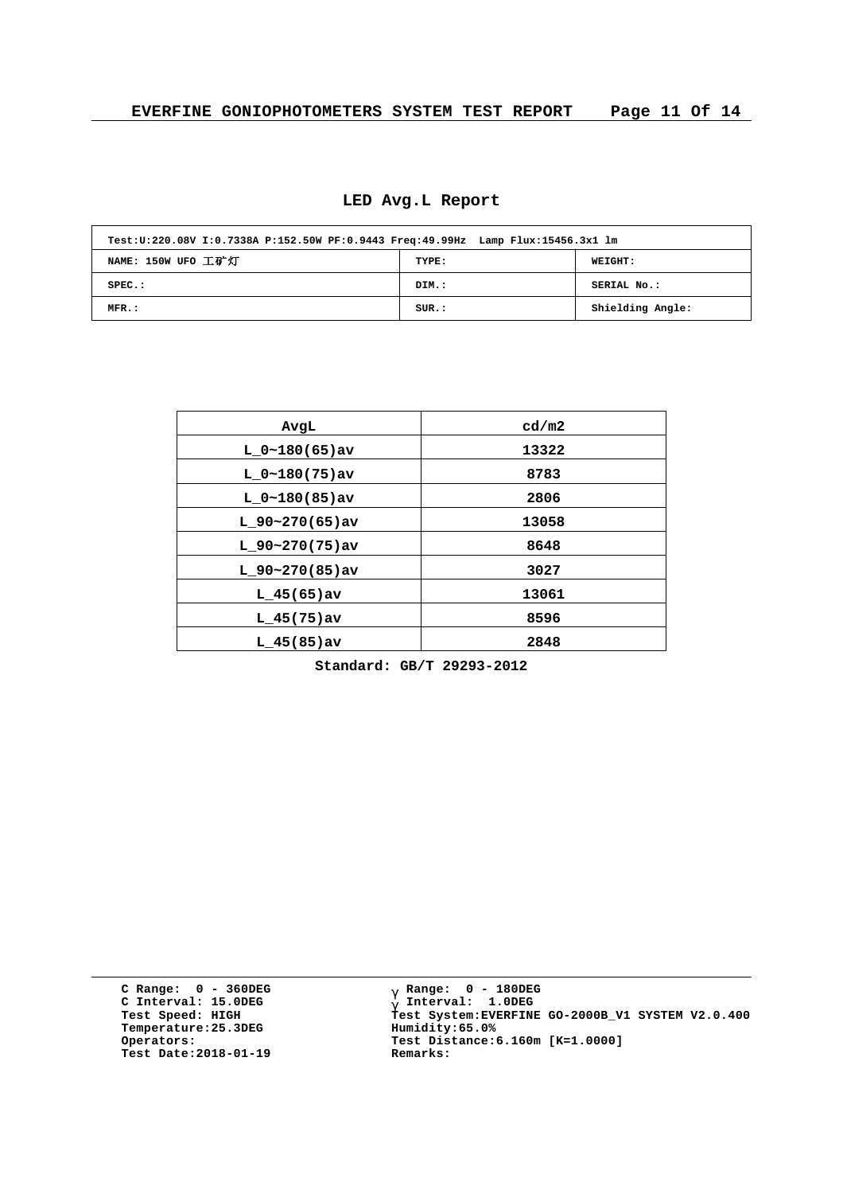# LED Avg.L Report

| Test:U:220.08V I:0.7338A P:152.50W PF:0.9443 Freq:49.99Hz Lamp Flux:15456.3x1 lm | | |
|---|---|---|
| NAME: 150W UFO 工矿灯 | TYPE: | WEIGHT: |
| SPEC.: | DIM.: | SERIAL No.: |
| MFR.: | SUR.: | Shielding Angle: |

| AvgL | cd/m2 |
|---|---|
| L_0~180(65)av | 13322 |
| L_0~180(75)av | 8783 |
| L_0~180(85)av | 2806 |
| L_90~270(65)av | 13058 |
| L_90~270(75)av | 8648 |
| L_90~270(85)av | 3027 |
| L_45(65)av | 13061 |
| L_45(75)av | 8596 |
| L_45(85)av | 2848 |

Standard: GB/T 29293-2012

C Range: 0 - 360DEG
C Interval: 15.0DEG
Test Speed: HIGH
Temperature:25.3DEG
Operators:
Test Date:2018-01-19

γ Range: 0 - 180DEG
γ Interval: 1.0DEG
Test System:EVERFINE GO-2000B_V1 SYSTEM V2.0.400
Humidity:65.0%
Test Distance:6.160m [K=1.0000]
Remarks: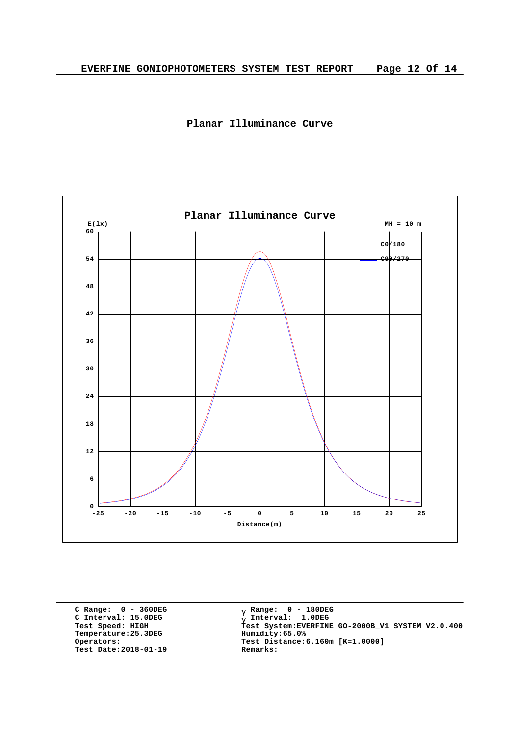## Planar Illuminance Curve

Planar Illuminance Curve

E(lx)

MH = 10 m

C0/180

C90/270

Distance(m)

C Range: 0 - 360DEG
C Interval: 15.0DEG
Test Speed: HIGH
Temperature:25.3DEG
Operators:
Test Date:2018-01-19

γ Range: 0 - 180DEG
γ Interval: 1.0DEG
Test System:EVERFINE GO-2000B_V1 SYSTEM V2.0.400
Humidity:65.0%
Test Distance:6.160m [K=1.0000]
Remarks: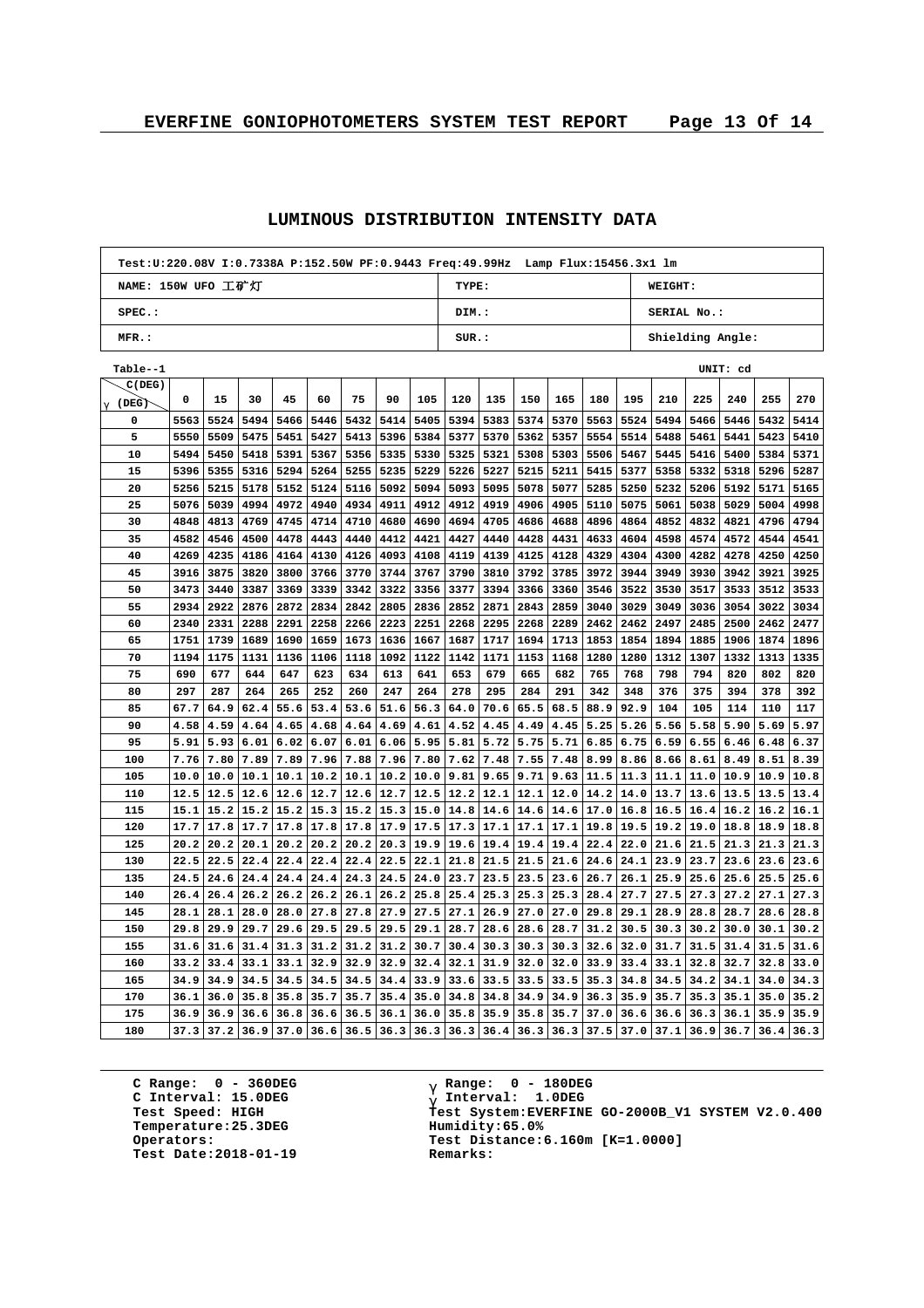## LUMINOUS DISTRIBUTION INTENSITY DATA

| Test:U:220.08V I:0.7338A P:152.50W PF:0.9443 Freq:49.99Hz Lamp Flux:15456.3x1 lm | | |
|---|---|---|
| NAME: 150W UFO 工矿灯 | TYPE: | WEIGHT: |
| SPEC.: | DIM.: | SERIAL No.: |
| MFR.: | SUR.: | Shielding Angle: |

Table--1 UNIT: cd

| γ (DEG) \ C(DEG) | 0 | 15 | 30 | 45 | 60 | 75 | 90 | 105 | 120 | 135 | 150 | 165 | 180 | 195 | 210 | 225 | 240 | 255 | 270 |
|---|---|---|---|---|---|---|---|---|---|---|---|---|---|---|---|---|---|---|---|
| 0 | 5563 | 5524 | 5494 | 5466 | 5446 | 5432 | 5414 | 5405 | 5394 | 5383 | 5374 | 5370 | 5563 | 5524 | 5494 | 5466 | 5446 | 5432 | 5414 |
| 5 | 5550 | 5509 | 5475 | 5451 | 5427 | 5413 | 5396 | 5384 | 5377 | 5370 | 5362 | 5357 | 5554 | 5514 | 5488 | 5461 | 5441 | 5423 | 5410 |
| 10 | 5494 | 5450 | 5418 | 5391 | 5367 | 5356 | 5335 | 5330 | 5325 | 5321 | 5308 | 5303 | 5506 | 5467 | 5445 | 5416 | 5400 | 5384 | 5371 |
| 15 | 5396 | 5355 | 5316 | 5294 | 5264 | 5255 | 5235 | 5229 | 5226 | 5227 | 5215 | 5211 | 5415 | 5377 | 5358 | 5332 | 5318 | 5296 | 5287 |
| 20 | 5256 | 5215 | 5178 | 5152 | 5124 | 5116 | 5092 | 5094 | 5093 | 5095 | 5078 | 5077 | 5285 | 5250 | 5232 | 5206 | 5192 | 5171 | 5165 |
| 25 | 5076 | 5039 | 4994 | 4972 | 4940 | 4934 | 4911 | 4912 | 4912 | 4919 | 4906 | 4905 | 5110 | 5075 | 5061 | 5038 | 5029 | 5004 | 4998 |
| 30 | 4848 | 4813 | 4769 | 4745 | 4714 | 4710 | 4680 | 4690 | 4694 | 4705 | 4686 | 4688 | 4896 | 4864 | 4852 | 4832 | 4821 | 4796 | 4794 |
| 35 | 4582 | 4546 | 4500 | 4478 | 4443 | 4440 | 4412 | 4421 | 4427 | 4440 | 4428 | 4431 | 4633 | 4604 | 4598 | 4574 | 4572 | 4544 | 4541 |
| 40 | 4269 | 4235 | 4186 | 4164 | 4130 | 4126 | 4093 | 4108 | 4119 | 4139 | 4125 | 4128 | 4329 | 4304 | 4300 | 4282 | 4278 | 4250 | 4250 |
| 45 | 3916 | 3875 | 3820 | 3800 | 3766 | 3770 | 3744 | 3767 | 3790 | 3810 | 3792 | 3785 | 3972 | 3944 | 3949 | 3930 | 3942 | 3921 | 3925 |
| 50 | 3473 | 3440 | 3387 | 3369 | 3339 | 3342 | 3322 | 3356 | 3377 | 3394 | 3366 | 3360 | 3546 | 3522 | 3530 | 3517 | 3533 | 3512 | 3533 |
| 55 | 2934 | 2922 | 2876 | 2872 | 2834 | 2842 | 2805 | 2836 | 2852 | 2871 | 2843 | 2859 | 3040 | 3029 | 3049 | 3036 | 3054 | 3022 | 3034 |
| 60 | 2340 | 2331 | 2288 | 2291 | 2258 | 2266 | 2223 | 2251 | 2268 | 2295 | 2268 | 2289 | 2462 | 2462 | 2497 | 2485 | 2500 | 2462 | 2477 |
| 65 | 1751 | 1739 | 1689 | 1690 | 1659 | 1673 | 1636 | 1667 | 1687 | 1717 | 1694 | 1713 | 1853 | 1854 | 1894 | 1885 | 1906 | 1874 | 1896 |
| 70 | 1194 | 1175 | 1131 | 1136 | 1106 | 1118 | 1092 | 1122 | 1142 | 1171 | 1153 | 1168 | 1280 | 1280 | 1312 | 1307 | 1332 | 1313 | 1335 |
| 75 | 690 | 677 | 644 | 647 | 623 | 634 | 613 | 641 | 653 | 679 | 665 | 682 | 765 | 768 | 798 | 794 | 820 | 802 | 820 |
| 80 | 297 | 287 | 264 | 265 | 252 | 260 | 247 | 264 | 278 | 295 | 284 | 291 | 342 | 348 | 376 | 375 | 394 | 378 | 392 |
| 85 | 67.7 | 64.9 | 62.4 | 55.6 | 53.4 | 53.6 | 51.6 | 56.3 | 64.0 | 70.6 | 65.5 | 68.5 | 88.9 | 92.9 | 104 | 105 | 114 | 110 | 117 |
| 90 | 4.58 | 4.59 | 4.64 | 4.65 | 4.68 | 4.64 | 4.69 | 4.61 | 4.52 | 4.45 | 4.49 | 4.45 | 5.25 | 5.26 | 5.56 | 5.58 | 5.90 | 5.69 | 5.97 |
| 95 | 5.91 | 5.93 | 6.01 | 6.02 | 6.07 | 6.01 | 6.06 | 5.95 | 5.81 | 5.72 | 5.75 | 5.71 | 6.85 | 6.75 | 6.59 | 6.55 | 6.46 | 6.48 | 6.37 |
| 100 | 7.76 | 7.80 | 7.89 | 7.89 | 7.96 | 7.88 | 7.96 | 7.80 | 7.62 | 7.48 | 7.55 | 7.48 | 8.99 | 8.86 | 8.66 | 8.61 | 8.49 | 8.51 | 8.39 |
| 105 | 10.0 | 10.0 | 10.1 | 10.1 | 10.2 | 10.1 | 10.2 | 10.0 | 9.81 | 9.65 | 9.71 | 9.63 | 11.5 | 11.3 | 11.1 | 11.0 | 10.9 | 10.9 | 10.8 |
| 110 | 12.5 | 12.5 | 12.6 | 12.6 | 12.7 | 12.6 | 12.7 | 12.5 | 12.2 | 12.1 | 12.1 | 12.0 | 14.2 | 14.0 | 13.7 | 13.6 | 13.5 | 13.5 | 13.4 |
| 115 | 15.1 | 15.2 | 15.2 | 15.2 | 15.3 | 15.2 | 15.3 | 15.0 | 14.8 | 14.6 | 14.6 | 14.6 | 17.0 | 16.8 | 16.5 | 16.4 | 16.2 | 16.2 | 16.1 |
| 120 | 17.7 | 17.8 | 17.7 | 17.8 | 17.8 | 17.8 | 17.9 | 17.5 | 17.3 | 17.1 | 17.1 | 17.1 | 19.8 | 19.5 | 19.2 | 19.0 | 18.8 | 18.9 | 18.8 |
| 125 | 20.2 | 20.2 | 20.1 | 20.2 | 20.2 | 20.2 | 20.3 | 19.9 | 19.6 | 19.4 | 19.4 | 19.4 | 22.4 | 22.0 | 21.6 | 21.5 | 21.3 | 21.3 | 21.3 |
| 130 | 22.5 | 22.5 | 22.4 | 22.4 | 22.4 | 22.4 | 22.5 | 22.1 | 21.8 | 21.5 | 21.5 | 21.6 | 24.6 | 24.1 | 23.9 | 23.7 | 23.6 | 23.6 | 23.6 |
| 135 | 24.5 | 24.6 | 24.4 | 24.4 | 24.4 | 24.3 | 24.5 | 24.0 | 23.7 | 23.5 | 23.5 | 23.6 | 26.7 | 26.1 | 25.9 | 25.6 | 25.6 | 25.5 | 25.6 |
| 140 | 26.4 | 26.4 | 26.2 | 26.2 | 26.2 | 26.1 | 26.2 | 25.8 | 25.4 | 25.3 | 25.3 | 25.3 | 28.4 | 27.7 | 27.5 | 27.3 | 27.2 | 27.1 | 27.3 |
| 145 | 28.1 | 28.1 | 28.0 | 28.0 | 27.8 | 27.8 | 27.9 | 27.5 | 27.1 | 26.9 | 27.0 | 27.0 | 29.8 | 29.1 | 28.9 | 28.8 | 28.7 | 28.6 | 28.8 |
| 150 | 29.8 | 29.9 | 29.7 | 29.6 | 29.5 | 29.5 | 29.5 | 29.1 | 28.7 | 28.6 | 28.6 | 28.7 | 31.2 | 30.5 | 30.3 | 30.2 | 30.0 | 30.1 | 30.2 |
| 155 | 31.6 | 31.6 | 31.4 | 31.3 | 31.2 | 31.2 | 31.2 | 30.7 | 30.4 | 30.3 | 30.3 | 30.3 | 32.6 | 32.0 | 31.7 | 31.5 | 31.4 | 31.5 | 31.6 |
| 160 | 33.2 | 33.4 | 33.1 | 33.1 | 32.9 | 32.9 | 32.9 | 32.4 | 32.1 | 31.9 | 32.0 | 32.0 | 33.9 | 33.4 | 33.1 | 32.8 | 32.7 | 32.8 | 33.0 |
| 165 | 34.9 | 34.9 | 34.5 | 34.5 | 34.5 | 34.5 | 34.4 | 33.9 | 33.6 | 33.5 | 33.5 | 33.5 | 35.3 | 34.8 | 34.5 | 34.2 | 34.1 | 34.0 | 34.3 |
| 170 | 36.1 | 36.0 | 35.8 | 35.8 | 35.7 | 35.7 | 35.4 | 35.0 | 34.8 | 34.8 | 34.9 | 34.9 | 36.3 | 35.9 | 35.7 | 35.3 | 35.1 | 35.0 | 35.2 |
| 175 | 36.9 | 36.9 | 36.6 | 36.8 | 36.6 | 36.5 | 36.1 | 36.0 | 35.8 | 35.9 | 35.8 | 35.7 | 37.0 | 36.6 | 36.6 | 36.3 | 36.1 | 35.9 | 35.9 |
| 180 | 37.3 | 37.2 | 36.9 | 37.0 | 36.6 | 36.5 | 36.3 | 36.3 | 36.3 | 36.4 | 36.3 | 36.3 | 37.5 | 37.0 | 37.1 | 36.9 | 36.7 | 36.4 | 36.3 |

C Range: 0 - 360DEG
C Interval: 15.0DEG
Test Speed: HIGH
Temperature:25.3DEG
Operators:
Test Date:2018-01-19

γ Range: 0 - 180DEG
γ Interval: 1.0DEG
Test System:EVERFINE GO-2000B_V1 SYSTEM V2.0.400
Humidity:65.0%
Test Distance:6.160m [K=1.0000]
Remarks: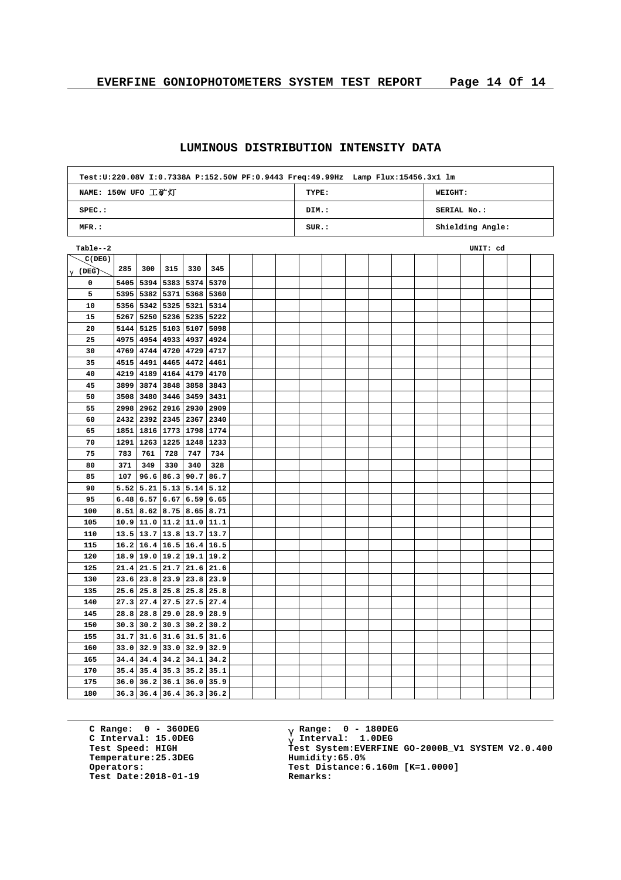## LUMINOUS DISTRIBUTION INTENSITY DATA

| Test:U:220.08V I:0.7338A P:152.50W PF:0.9443 Freq:49.99Hz Lamp Flux:15456.3x1 lm | | |
|---|---|---|
| NAME: 150W UFO 工矿灯 | TYPE: | WEIGHT: |
| SPEC.: | DIM.: | SERIAL No.: |
| MFR.: | SUR.: | Shielding Angle: |

Table--2 UNIT: cd

| γ (DEG) \ C(DEG) | 285 | 300 | 315 | 330 | 345 |
|---|---|---|---|---|---|
| 0 | 5405 | 5394 | 5383 | 5374 | 5370 |
| 5 | 5395 | 5382 | 5371 | 5368 | 5360 |
| 10 | 5356 | 5342 | 5325 | 5321 | 5314 |
| 15 | 5267 | 5250 | 5236 | 5235 | 5222 |
| 20 | 5144 | 5125 | 5103 | 5107 | 5098 |
| 25 | 4975 | 4954 | 4933 | 4937 | 4924 |
| 30 | 4769 | 4744 | 4720 | 4729 | 4717 |
| 35 | 4515 | 4491 | 4465 | 4472 | 4461 |
| 40 | 4219 | 4189 | 4164 | 4179 | 4170 |
| 45 | 3899 | 3874 | 3848 | 3858 | 3843 |
| 50 | 3508 | 3480 | 3446 | 3459 | 3431 |
| 55 | 2998 | 2962 | 2916 | 2930 | 2909 |
| 60 | 2432 | 2392 | 2345 | 2367 | 2340 |
| 65 | 1851 | 1816 | 1773 | 1798 | 1774 |
| 70 | 1291 | 1263 | 1225 | 1248 | 1233 |
| 75 | 783 | 761 | 728 | 747 | 734 |
| 80 | 371 | 349 | 330 | 340 | 328 |
| 85 | 107 | 96.6 | 86.3 | 90.7 | 86.7 |
| 90 | 5.52 | 5.21 | 5.13 | 5.14 | 5.12 |
| 95 | 6.48 | 6.57 | 6.67 | 6.59 | 6.65 |
| 100 | 8.51 | 8.62 | 8.75 | 8.65 | 8.71 |
| 105 | 10.9 | 11.0 | 11.2 | 11.0 | 11.1 |
| 110 | 13.5 | 13.7 | 13.8 | 13.7 | 13.7 |
| 115 | 16.2 | 16.4 | 16.5 | 16.4 | 16.5 |
| 120 | 18.9 | 19.0 | 19.2 | 19.1 | 19.2 |
| 125 | 21.4 | 21.5 | 21.7 | 21.6 | 21.6 |
| 130 | 23.6 | 23.8 | 23.9 | 23.8 | 23.9 |
| 135 | 25.6 | 25.8 | 25.8 | 25.8 | 25.8 |
| 140 | 27.3 | 27.4 | 27.5 | 27.5 | 27.4 |
| 145 | 28.8 | 28.8 | 29.0 | 28.9 | 28.9 |
| 150 | 30.3 | 30.2 | 30.3 | 30.2 | 30.2 |
| 155 | 31.7 | 31.6 | 31.6 | 31.5 | 31.6 |
| 160 | 33.0 | 32.9 | 33.0 | 32.9 | 32.9 |
| 165 | 34.4 | 34.4 | 34.2 | 34.1 | 34.2 |
| 170 | 35.4 | 35.4 | 35.3 | 35.2 | 35.1 |
| 175 | 36.0 | 36.2 | 36.1 | 36.0 | 35.9 |
| 180 | 36.3 | 36.4 | 36.4 | 36.3 | 36.2 |

C Range: 0 - 360DEG
C Interval: 15.0DEG
Test Speed: HIGH
Temperature:25.3DEG
Operators:
Test Date:2018-01-19

γ Range: 0 - 180DEG
γ Interval: 1.0DEG
Test System:EVERFINE GO-2000B_V1 SYSTEM V2.0.400
Humidity:65.0%
Test Distance:6.160m [K=1.0000]
Remarks: